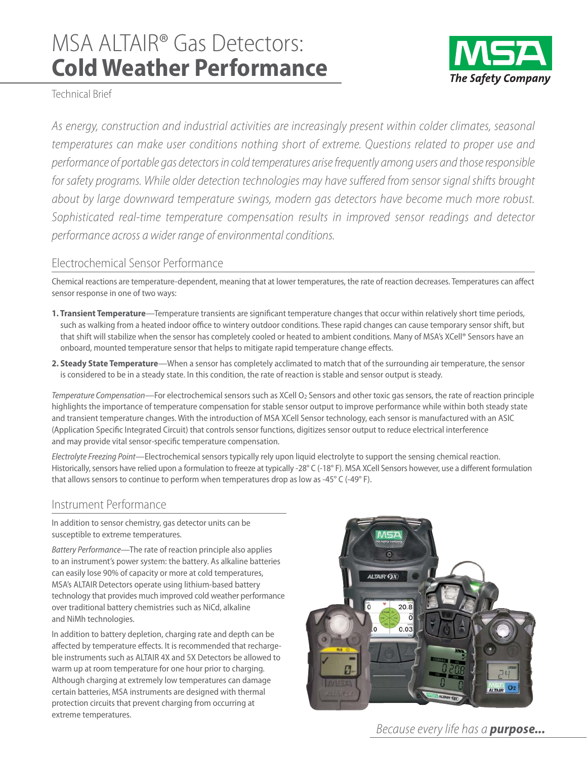# MSA ALTAIR® Gas Detectors: **Cold Weather Performance**

Technical Brief

*As energy, construction and industrial activities are increasingly present within colder climates, seasonal temperatures can make user conditions nothing short of extreme. Questions related to proper use and performance of portable gas detectors in cold temperatures arise frequently among users and those responsible for safety programs. While older detection technologies may have suffered from sensor signal shifts brought about by large downward temperature swings, modern gas detectors have become much more robust. Sophisticated real-time temperature compensation results in improved sensor readings and detector performance across a wider range of environmental conditions.*

## Electrochemical Sensor Performance

Chemical reactions are temperature-dependent, meaning that at lower temperatures, the rate of reaction decreases. Temperatures can affect sensor response in one of two ways:

1. **Transient Temperature**—Temperature transients are significant temperature changes that occur within relatively short time periods, such as walking from a heated indoor office to wintery outdoor conditions. These rapid changes can cause temporary sensor shift, but that shift will stabilize when the sensor has completely cooled or heated to ambient conditions. Many of MSA's XCell® Sensors have an onboard, mounted temperature sensor that helps to mitigate rapid temperature change effects.
2. **Steady State Temperature**—When a sensor has completely acclimated to match that of the surrounding air temperature, the sensor is considered to be in a steady state. In this condition, the rate of reaction is stable and sensor output is steady.

*Temperature Compensation*—For electrochemical sensors such as XCell $O_2$ Sensors and other toxic gas sensors, the rate of reaction principle highlights the importance of temperature compensation for stable sensor output to improve performance while within both steady state and transient temperature changes. With the introduction of MSA XCell Sensor technology, each sensor is manufactured with an ASIC (Application Specific Integrated Circuit) that controls sensor functions, digitizes sensor output to reduce electrical interference and may provide vital sensor-specific temperature compensation.

*Electrolyte Freezing Point*—Electrochemical sensors typically rely upon liquid electrolyte to support the sensing chemical reaction. Historically, sensors have relied upon a formulation to freeze at typically -28° C (-18° F). MSA XCell Sensors however, use a different formulation that allows sensors to continue to perform when temperatures drop as low as -45° C (-49° F).

## Instrument Performance

In addition to sensor chemistry, gas detector units can be susceptible to extreme temperatures.

*Battery Performance*—The rate of reaction principle also applies to an instrument's power system: the battery. As alkaline batteries can easily lose 90% of capacity or more at cold temperatures, MSA's ALTAIR Detectors operate using lithium-based battery technology that provides much improved cold weather performance over traditional battery chemistries such as NiCd, alkaline and NiMh technologies.

In addition to battery depletion, charging rate and depth can be affected by temperature effects. It is recommended that rechargeable instruments such as ALTAIR 4X and 5X Detectors be allowed to warm up at room temperature for one hour prior to charging. Although charging at extremely low temperatures can damage certain batteries, MSA instruments are designed with thermal protection circuits that prevent charging from occurring at extreme temperatures.

*Because every life has a* ***purpose...***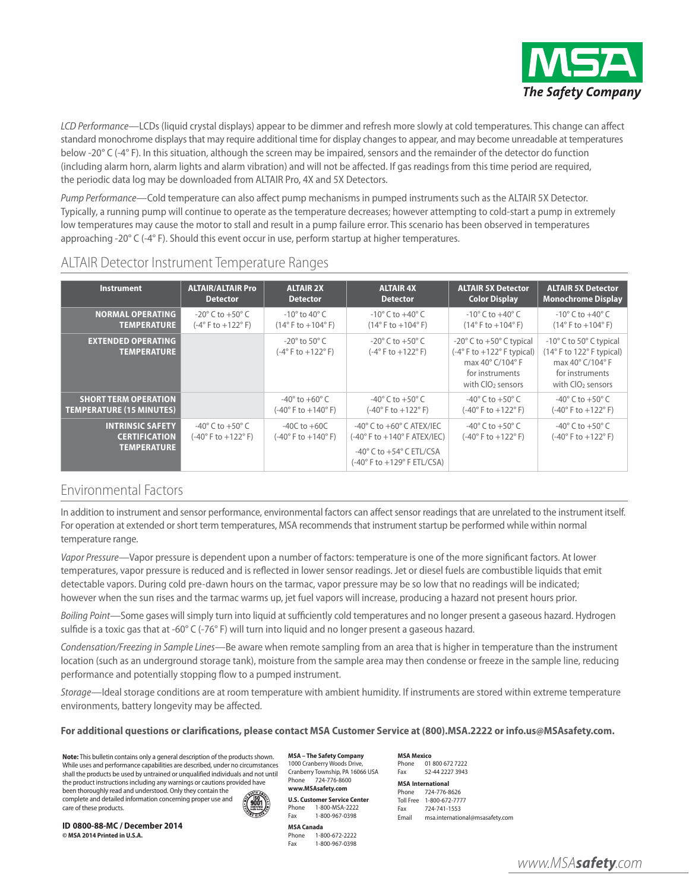*LCD Performance*—LCDs (liquid crystal displays) appear to be dimmer and refresh more slowly at cold temperatures. This change can affect standard monochrome displays that may require additional time for display changes to appear, and may become unreadable at temperatures below -20° C (-4° F). In this situation, although the screen may be impaired, sensors and the remainder of the detector do function (including alarm horn, alarm lights and alarm vibration) and will not be affected. If gas readings from this time period are required, the periodic data log may be downloaded from ALTAIR Pro, 4X and 5X Detectors.

*Pump Performance*—Cold temperature can also affect pump mechanisms in pumped instruments such as the ALTAIR 5X Detector. Typically, a running pump will continue to operate as the temperature decreases; however attempting to cold-start a pump in extremely low temperatures may cause the motor to stall and result in a pump failure error. This scenario has been observed in temperatures approaching -20° C (-4° F). Should this event occur in use, perform startup at higher temperatures.

## ALTAIR Detector Instrument Temperature Ranges

| Instrument | ALTAIR/ALTAIR Pro Detector | ALTAIR 2X Detector | ALTAIR 4X Detector | ALTAIR 5X Detector Color Display | ALTAIR 5X Detector Monochrome Display |
|---|---|---|---|---|---|
| **NORMAL OPERATING TEMPERATURE** | -20° C to +50° C (-4° F to +122° F) | -10° to 40° C (14° F to +104° F) | -10° C to +40° C (14° F to +104° F) | -10° C to +40° C (14° F to +104° F) | -10° C to +40° C (14° F to +104° F) |
| **EXTENDED OPERATING TEMPERATURE** | | -20° to 50° C (-4° F to +122° F) | -20° C to +50° C (-4° F to +122° F) | -20° C to +50° C typical (-4° F to +122° F typical) max 40° C/104° F for instruments with $ClO_2$ sensors | -10° C to 50° C typical (14° F to 122° F typical) max 40° C/104° F for instruments with $ClO_2$ sensors |
| **SHORT TERM OPERATION TEMPERATURE (15 MINUTES)** | | -40° to +60° C (-40° F to +140° F) | -40° C to +50° C (-40° F to +122° F) | -40° C to +50° C (-40° F to +122° F) | -40° C to +50° C (-40° F to +122° F) |
| **INTRINSIC SAFETY CERTIFICATION TEMPERATURE** | -40° C to +50° C (-40° F to +122° F) | -40C to +60C (-40° F to +140° F) | -40° C to +60° C ATEX/IEC (-40° F to +140° F ATEX/IEC) -40° C to +54° C ETL/CSA (-40° F to +129° F ETL/CSA) | -40° C to +50° C (-40° F to +122° F) | -40° C to +50° C (-40° F to +122° F) |

## Environmental Factors

In addition to instrument and sensor performance, environmental factors can affect sensor readings that are unrelated to the instrument itself. For operation at extended or short term temperatures, MSA recommends that instrument startup be performed while within normal temperature range.

*Vapor Pressure*—Vapor pressure is dependent upon a number of factors: temperature is one of the more significant factors. At lower temperatures, vapor pressure is reduced and is reflected in lower sensor readings. Jet or diesel fuels are combustible liquids that emit detectable vapors. During cold pre-dawn hours on the tarmac, vapor pressure may be so low that no readings will be indicated; however when the sun rises and the tarmac warms up, jet fuel vapors will increase, producing a hazard not present hours prior.

*Boiling Point*—Some gases will simply turn into liquid at sufficiently cold temperatures and no longer present a gaseous hazard. Hydrogen sulfide is a toxic gas that at -60° C (-76° F) will turn into liquid and no longer present a gaseous hazard.

*Condensation/Freezing in Sample Lines*—Be aware when remote sampling from an area that is higher in temperature than the instrument location (such as an underground storage tank), moisture from the sample area may then condense or freeze in the sample line, reducing performance and potentially stopping flow to a pumped instrument.

*Storage*—Ideal storage conditions are at room temperature with ambient humidity. If instruments are stored within extreme temperature environments, battery longevity may be affected.

**For additional questions or clarifications, please contact MSA Customer Service at (800).MSA.2222 or info.us@MSAsafety.com.**

**Note:** This bulletin contains only a general description of the products shown. While uses and performance capabilities are described, under no circumstances shall the products be used by untrained or unqualified individuals and not until the product instructions including any warnings or cautions provided have been thoroughly read and understood. Only they contain the complete and detailed information concerning proper use and care of these products.

**ID 0800-88-MC / December 2014**
**© MSA 2014 Printed in U.S.A.**

**MSA – The Safety Company**
1000 Cranberry Woods Drive,
Cranberry Township, PA 16066 USA
Phone 724-776-8600
**www.MSAsafety.com**

**U.S. Customer Service Center**
Phone 1-800-MSA-2222
Fax 1-800-967-0398

**MSA Canada**
Phone 1-800-672-2222
Fax 1-800-967-0398

**MSA Mexico**
Phone 01 800 672 7222
Fax 52-44 2227 3943

**MSA International**
Phone 724-776-8626
Toll Free 1-800-672-7777
Fax 724-741-1553
Email msa.international@msasafety.com

www.MSAsafety.com